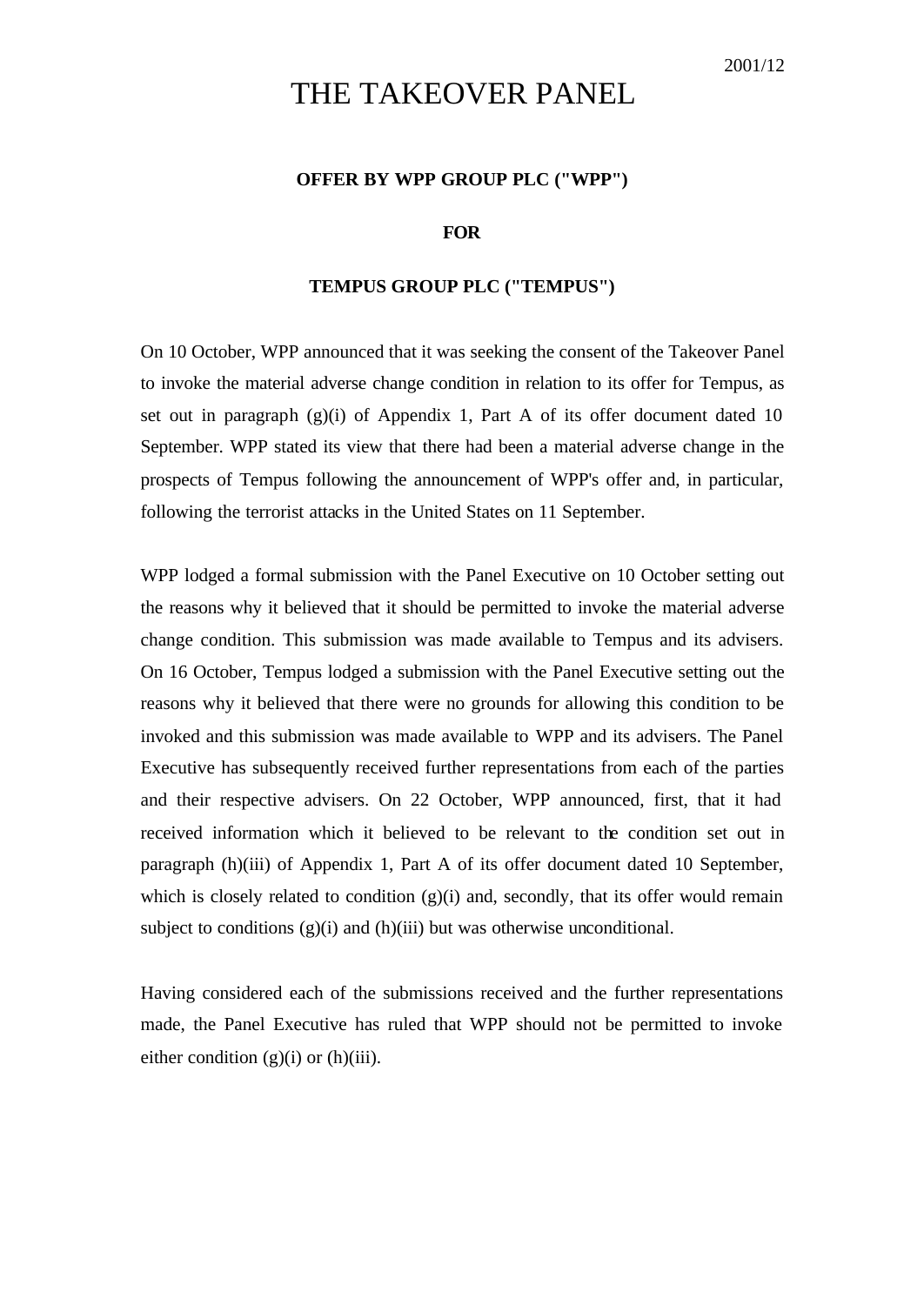2001/12

# THE TAKEOVER PANEL

**OFFER BY WPP GROUP PLC ("WPP")**

**FOR**

**TEMPUS GROUP PLC ("TEMPUS")**

On 10 October, WPP announced that it was seeking the consent of the Takeover Panel to invoke the material adverse change condition in relation to its offer for Tempus, as set out in paragraph (g)(i) of Appendix 1, Part A of its offer document dated 10 September. WPP stated its view that there had been a material adverse change in the prospects of Tempus following the announcement of WPP's offer and, in particular, following the terrorist attacks in the United States on 11 September.

WPP lodged a formal submission with the Panel Executive on 10 October setting out the reasons why it believed that it should be permitted to invoke the material adverse change condition. This submission was made available to Tempus and its advisers. On 16 October, Tempus lodged a submission with the Panel Executive setting out the reasons why it believed that there were no grounds for allowing this condition to be invoked and this submission was made available to WPP and its advisers. The Panel Executive has subsequently received further representations from each of the parties and their respective advisers. On 22 October, WPP announced, first, that it had received information which it believed to be relevant to the condition set out in paragraph (h)(iii) of Appendix 1, Part A of its offer document dated 10 September, which is closely related to condition (g)(i) and, secondly, that its offer would remain subject to conditions (g)(i) and (h)(iii) but was otherwise unconditional.

Having considered each of the submissions received and the further representations made, the Panel Executive has ruled that WPP should not be permitted to invoke either condition (g)(i) or (h)(iii).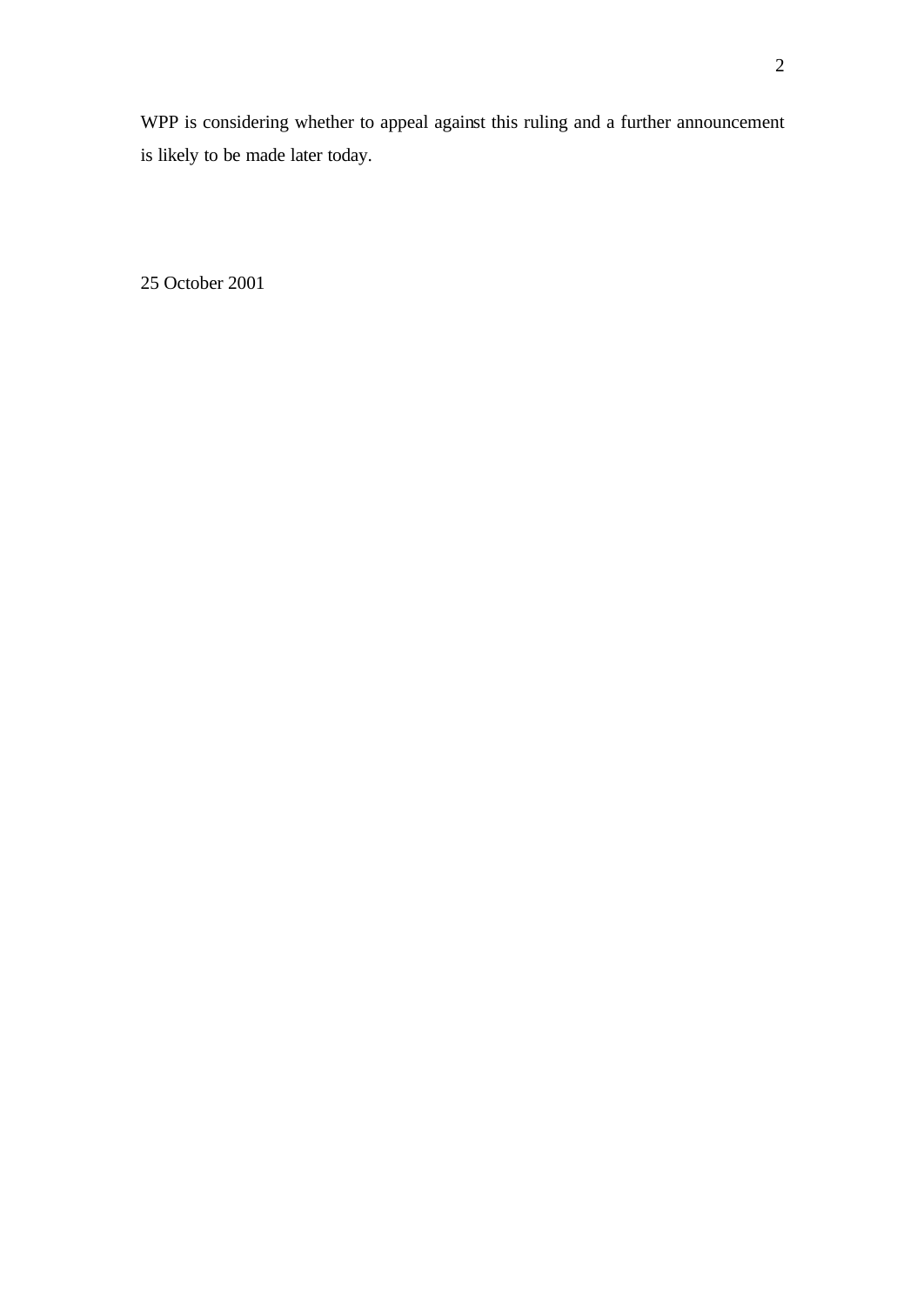WPP is considering whether to appeal against this ruling and a further announcement is likely to be made later today.

25 October 2001